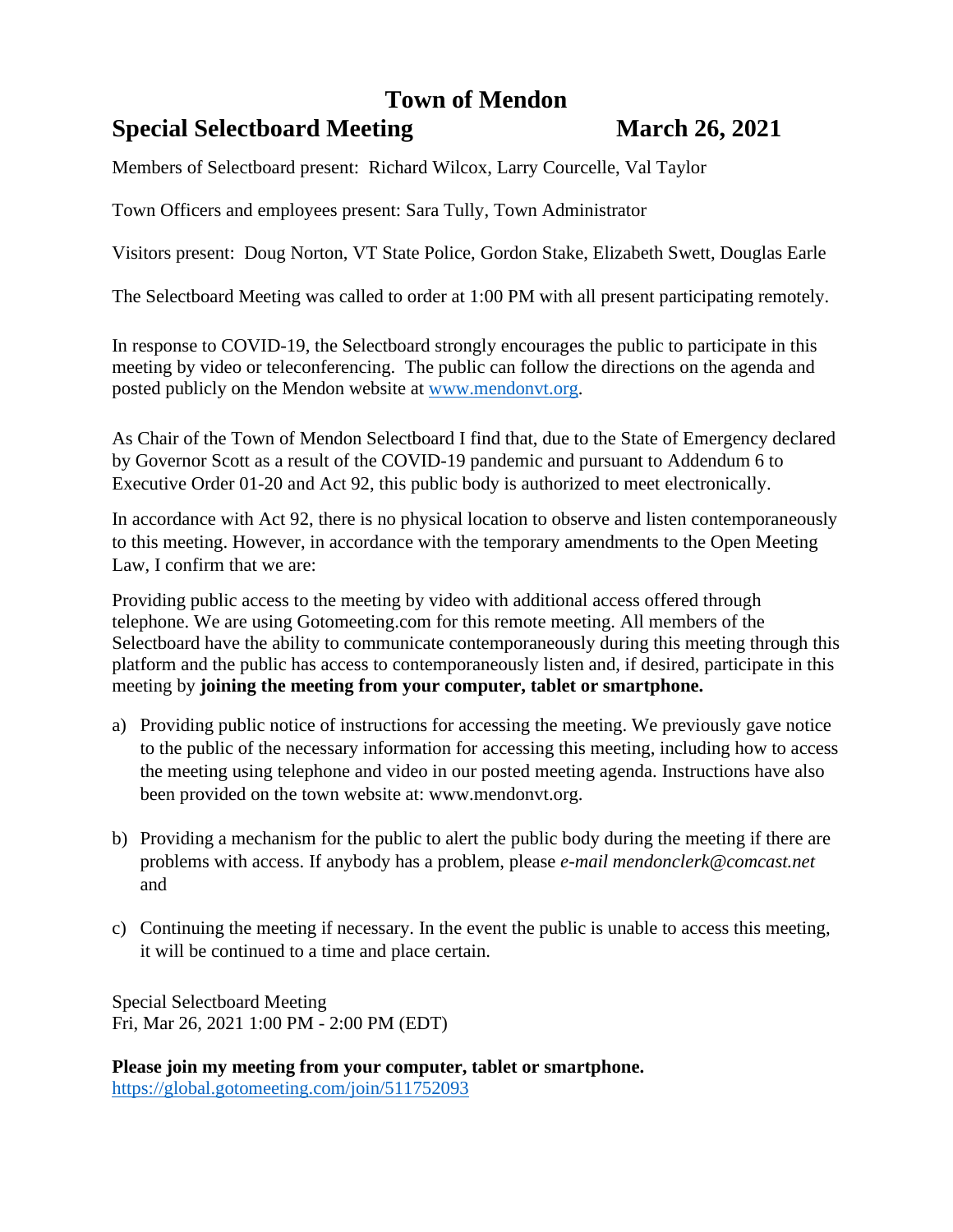# Town of Mendon

## Special Selectboard Meeting March 26, 2021

Members of Selectboard present: Richard Wilcox, Larry Courcelle, Val Taylor

Town Officers and employees present: Sara Tully, Town Administrator

Visitors present: Doug Norton, VT State Police, Gordon Stake, Elizabeth Swett, Douglas Earle

The Selectboard Meeting was called to order at 1:00 PM with all present participating remotely.

In response to COVID-19, the Selectboard strongly encourages the public to participate in this meeting by video or teleconferencing. The public can follow the directions on the agenda and posted publicly on the Mendon website at [www.mendonvt.org](http://www.mendonvt.org).

As Chair of the Town of Mendon Selectboard I find that, due to the State of Emergency declared by Governor Scott as a result of the COVID-19 pandemic and pursuant to Addendum 6 to Executive Order 01-20 and Act 92, this public body is authorized to meet electronically.

In accordance with Act 92, there is no physical location to observe and listen contemporaneously to this meeting. However, in accordance with the temporary amendments to the Open Meeting Law, I confirm that we are:

Providing public access to the meeting by video with additional access offered through telephone. We are using Gotomeeting.com for this remote meeting. All members of the Selectboard have the ability to communicate contemporaneously during this meeting through this platform and the public has access to contemporaneously listen and, if desired, participate in this meeting by **joining the meeting from your computer, tablet or smartphone.**

a) Providing public notice of instructions for accessing the meeting. We previously gave notice to the public of the necessary information for accessing this meeting, including how to access the meeting using telephone and video in our posted meeting agenda. Instructions have also been provided on the town website at: www.mendonvt.org.

b) Providing a mechanism for the public to alert the public body during the meeting if there are problems with access. If anybody has a problem, please *e-mail mendonclerk@comcast.net* and

c) Continuing the meeting if necessary. In the event the public is unable to access this meeting, it will be continued to a time and place certain.

Special Selectboard Meeting
Fri, Mar 26, 2021 1:00 PM - 2:00 PM (EDT)

**Please join my meeting from your computer, tablet or smartphone.**
[https://global.gotomeeting.com/join/511752093](https://global.gotomeeting.com/join/511752093)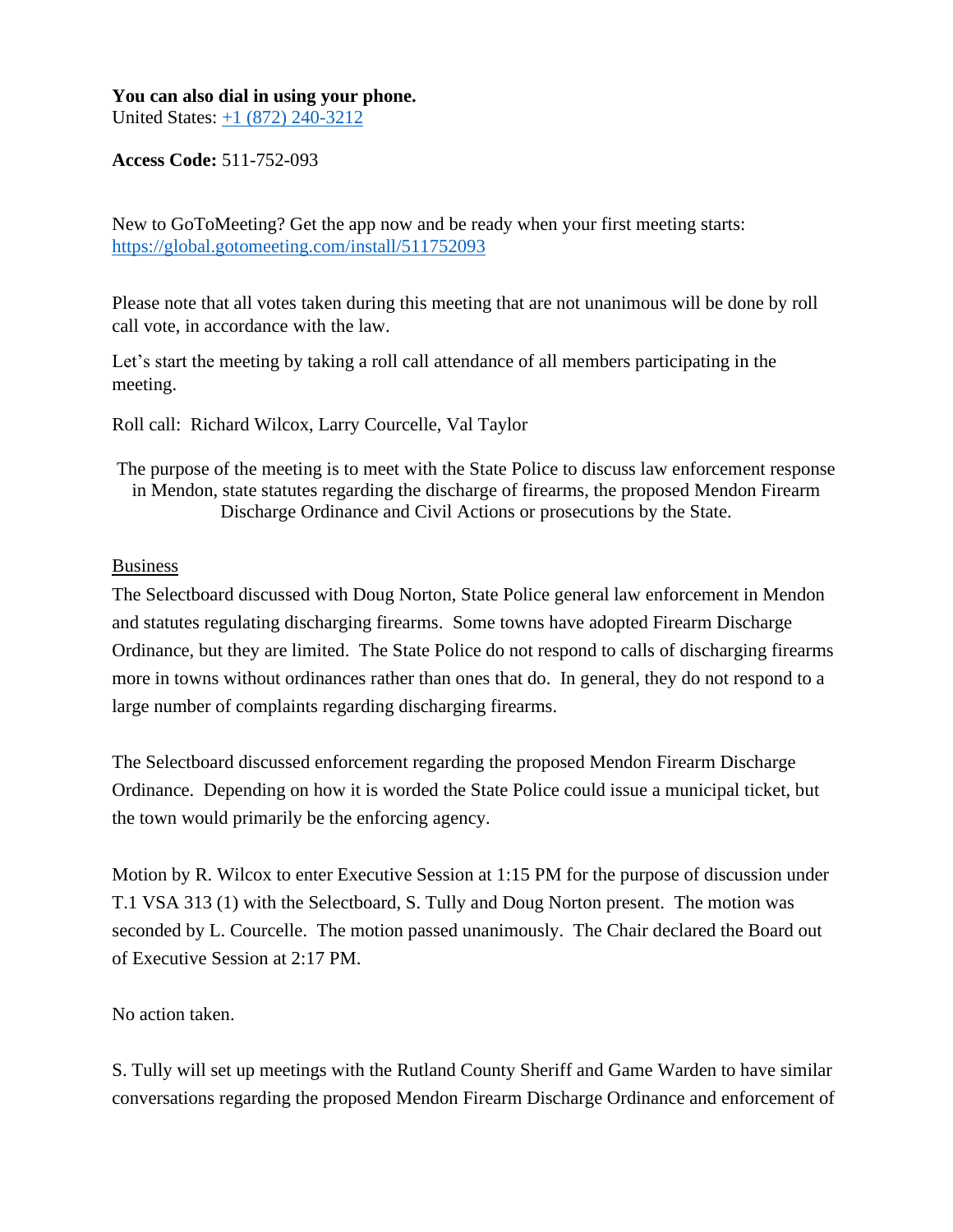**You can also dial in using your phone.**
United States: +1 (872) 240-3212

**Access Code:** 511-752-093

New to GoToMeeting? Get the app now and be ready when your first meeting starts: https://global.gotomeeting.com/install/511752093

Please note that all votes taken during this meeting that are not unanimous will be done by roll call vote, in accordance with the law.

Let's start the meeting by taking a roll call attendance of all members participating in the meeting.

Roll call: Richard Wilcox, Larry Courcelle, Val Taylor

The purpose of the meeting is to meet with the State Police to discuss law enforcement response in Mendon, state statutes regarding the discharge of firearms, the proposed Mendon Firearm Discharge Ordinance and Civil Actions or prosecutions by the State.

Business

The Selectboard discussed with Doug Norton, State Police general law enforcement in Mendon and statutes regulating discharging firearms. Some towns have adopted Firearm Discharge Ordinance, but they are limited. The State Police do not respond to calls of discharging firearms more in towns without ordinances rather than ones that do. In general, they do not respond to a large number of complaints regarding discharging firearms.

The Selectboard discussed enforcement regarding the proposed Mendon Firearm Discharge Ordinance. Depending on how it is worded the State Police could issue a municipal ticket, but the town would primarily be the enforcing agency.

Motion by R. Wilcox to enter Executive Session at 1:15 PM for the purpose of discussion under T.1 VSA 313 (1) with the Selectboard, S. Tully and Doug Norton present. The motion was seconded by L. Courcelle. The motion passed unanimously. The Chair declared the Board out of Executive Session at 2:17 PM.

No action taken.

S. Tully will set up meetings with the Rutland County Sheriff and Game Warden to have similar conversations regarding the proposed Mendon Firearm Discharge Ordinance and enforcement of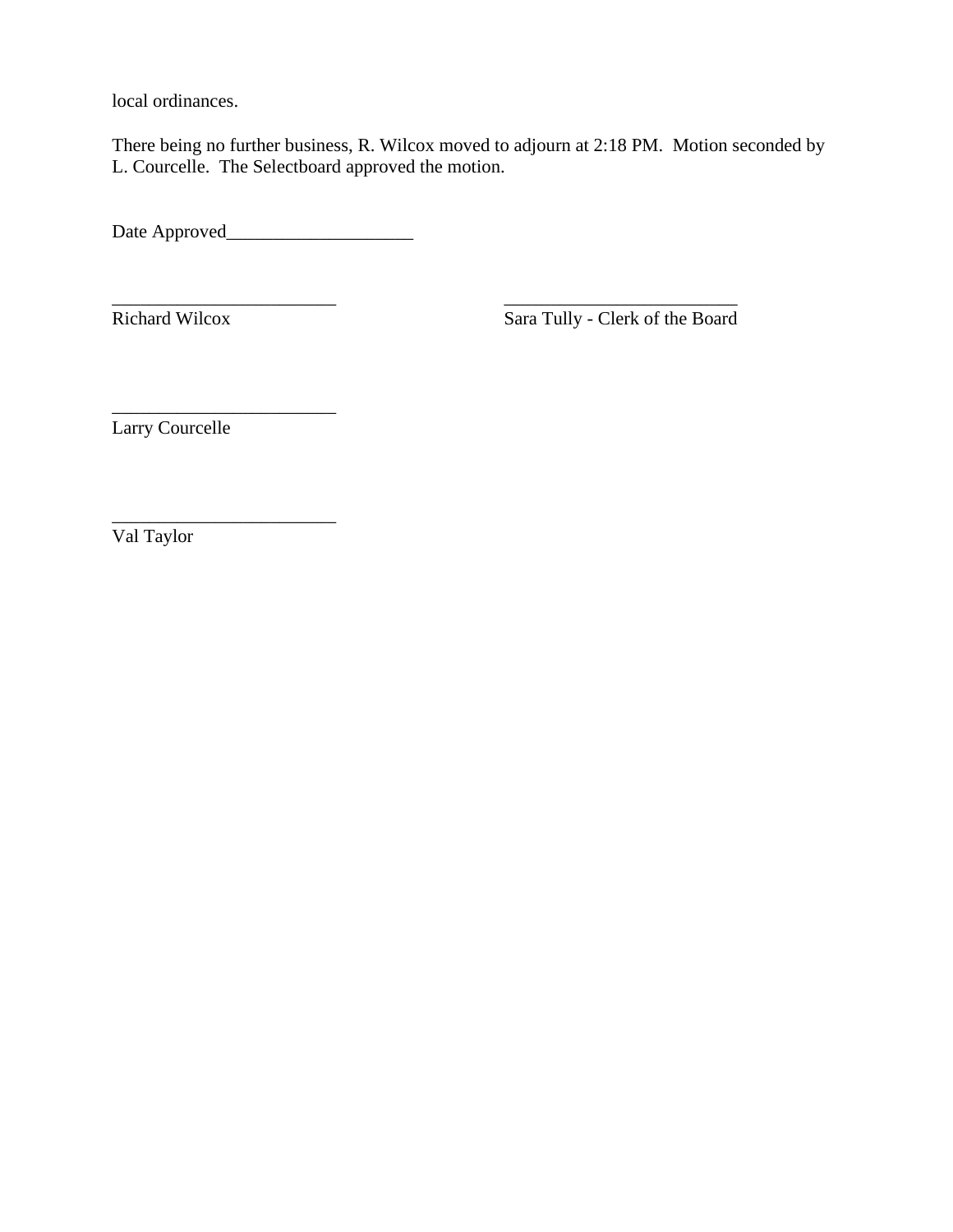local ordinances.

There being no further business, R. Wilcox moved to adjourn at 2:18 PM. Motion seconded by L. Courcelle. The Selectboard approved the motion.

Date Approved____________________

_________________________ Richard Wilcox

_________________________ Sara Tully - Clerk of the Board

_________________________ Larry Courcelle

_________________________ Val Taylor